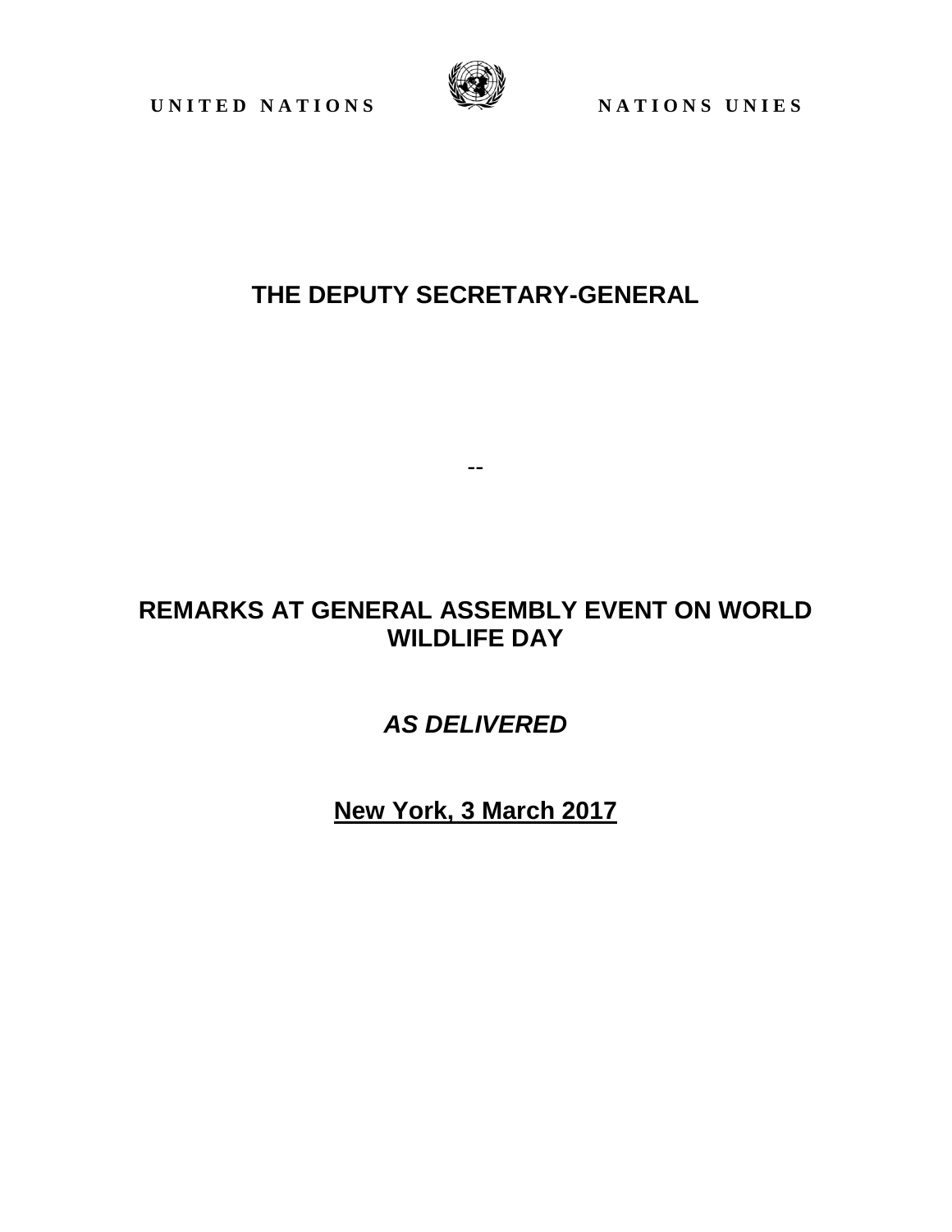UNITED NATIONS NATIONS UNIES

# THE DEPUTY SECRETARY-GENERAL

--

# REMARKS AT GENERAL ASSEMBLY EVENT ON WORLD WILDLIFE DAY

***AS DELIVERED***

**New York, 3 March 2017**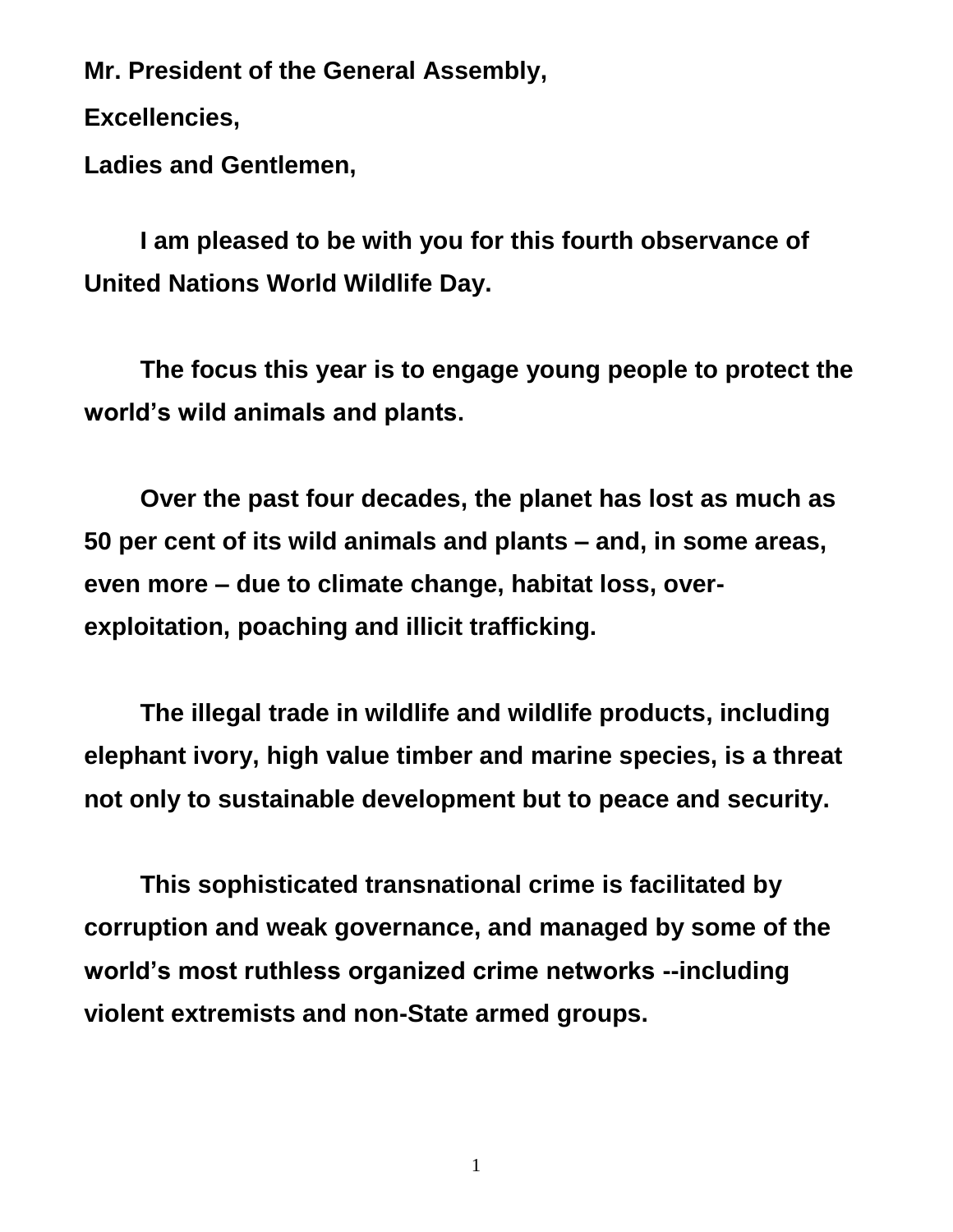**Mr. President of the General Assembly,**

**Excellencies,**

**Ladies and Gentlemen,**

**I am pleased to be with you for this fourth observance of United Nations World Wildlife Day.**

**The focus this year is to engage young people to protect the world's wild animals and plants.**

**Over the past four decades, the planet has lost as much as 50 per cent of its wild animals and plants – and, in some areas, even more – due to climate change, habitat loss, over-exploitation, poaching and illicit trafficking.**

**The illegal trade in wildlife and wildlife products, including elephant ivory, high value timber and marine species, is a threat not only to sustainable development but to peace and security.**

**This sophisticated transnational crime is facilitated by corruption and weak governance, and managed by some of the world's most ruthless organized crime networks --including violent extremists and non-State armed groups.**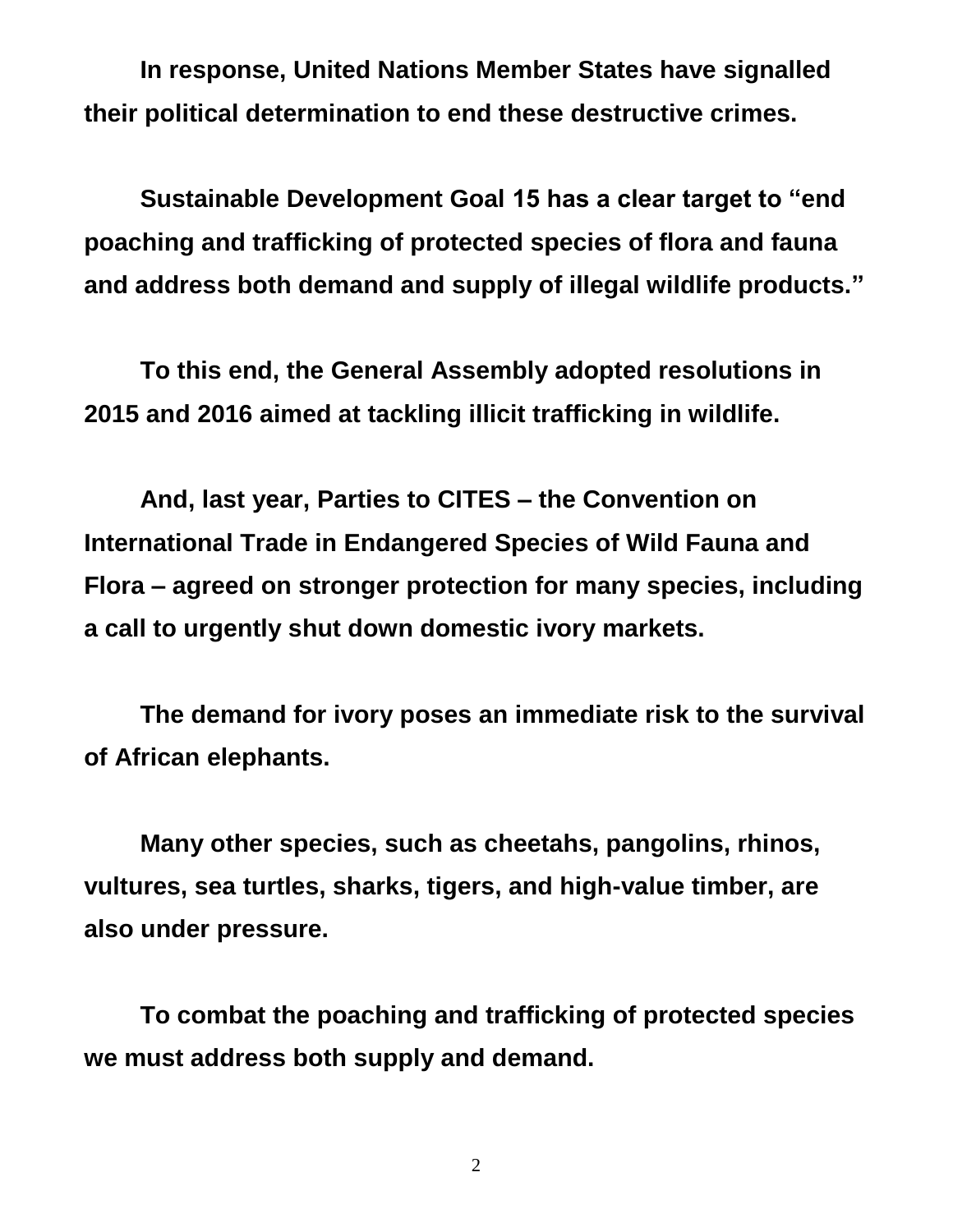**In response, United Nations Member States have signalled their political determination to end these destructive crimes.**

**Sustainable Development Goal 15 has a clear target to "end poaching and trafficking of protected species of flora and fauna and address both demand and supply of illegal wildlife products."**

**To this end, the General Assembly adopted resolutions in 2015 and 2016 aimed at tackling illicit trafficking in wildlife.**

**And, last year, Parties to CITES – the Convention on International Trade in Endangered Species of Wild Fauna and Flora – agreed on stronger protection for many species, including a call to urgently shut down domestic ivory markets.**

**The demand for ivory poses an immediate risk to the survival of African elephants.**

**Many other species, such as cheetahs, pangolins, rhinos, vultures, sea turtles, sharks, tigers, and high-value timber, are also under pressure.**

**To combat the poaching and trafficking of protected species we must address both supply and demand.**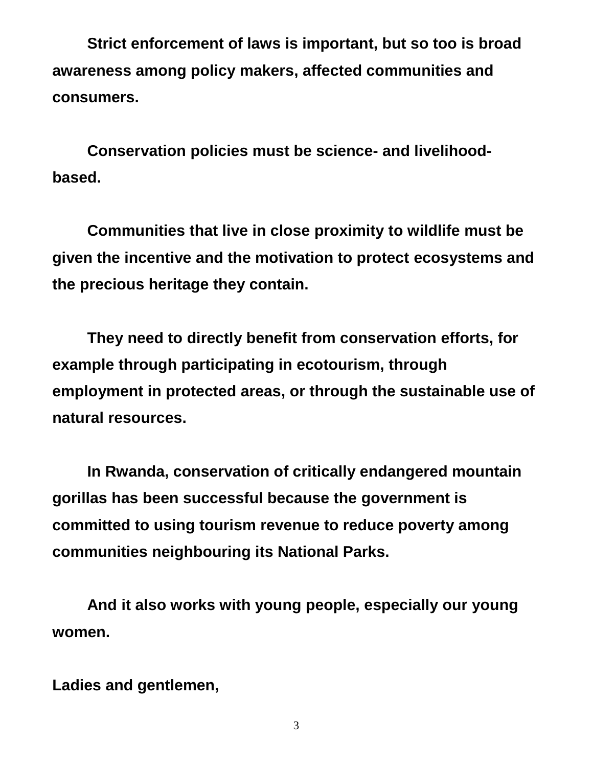**Strict enforcement of laws is important, but so too is broad awareness among policy makers, affected communities and consumers.**

**Conservation policies must be science- and livelihood-based.**

**Communities that live in close proximity to wildlife must be given the incentive and the motivation to protect ecosystems and the precious heritage they contain.**

**They need to directly benefit from conservation efforts, for example through participating in ecotourism, through employment in protected areas, or through the sustainable use of natural resources.**

**In Rwanda, conservation of critically endangered mountain gorillas has been successful because the government is committed to using tourism revenue to reduce poverty among communities neighbouring its National Parks.**

**And it also works with young people, especially our young women.**

**Ladies and gentlemen,**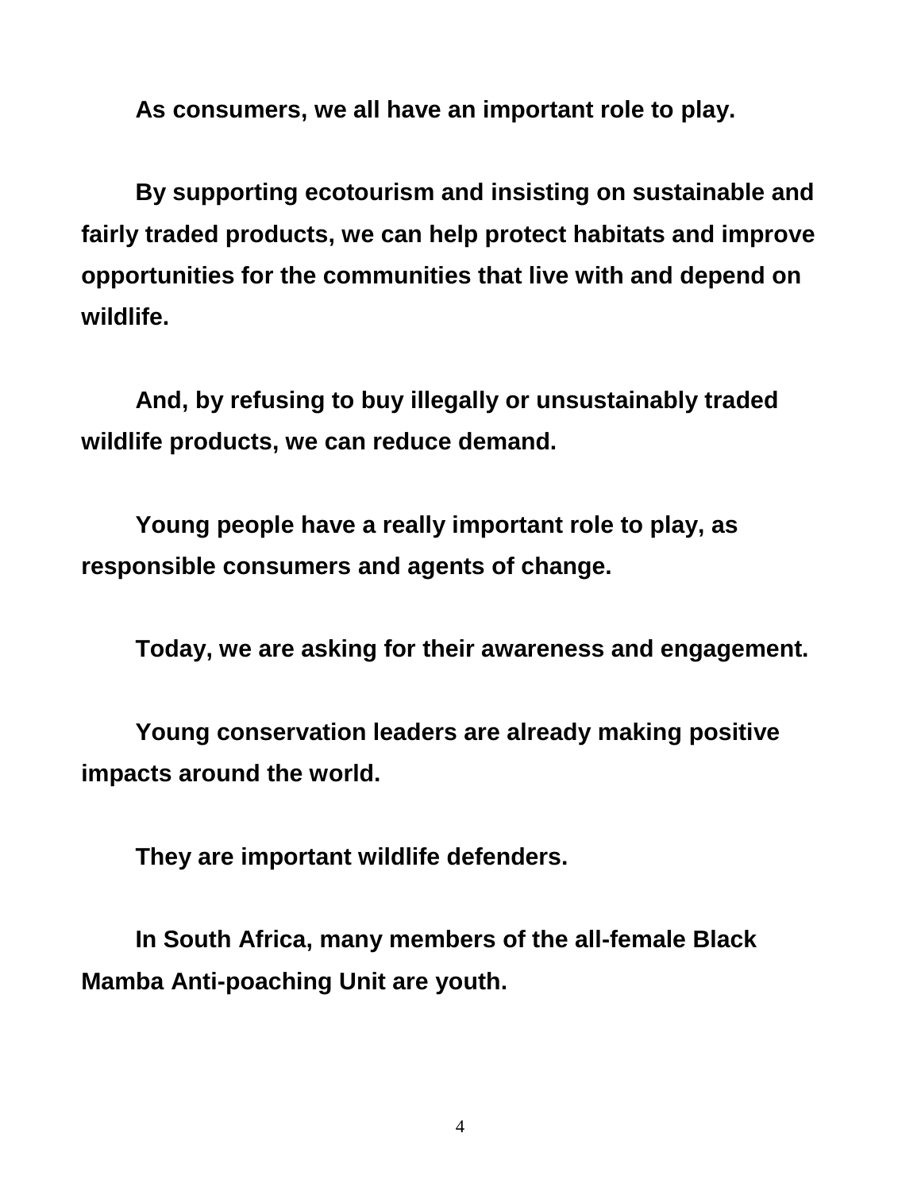**As consumers, we all have an important role to play.**

**By supporting ecotourism and insisting on sustainable and fairly traded products, we can help protect habitats and improve opportunities for the communities that live with and depend on wildlife.**

**And, by refusing to buy illegally or unsustainably traded wildlife products, we can reduce demand.**

**Young people have a really important role to play, as responsible consumers and agents of change.**

**Today, we are asking for their awareness and engagement.**

**Young conservation leaders are already making positive impacts around the world.**

**They are important wildlife defenders.**

**In South Africa, many members of the all-female Black Mamba Anti-poaching Unit are youth.**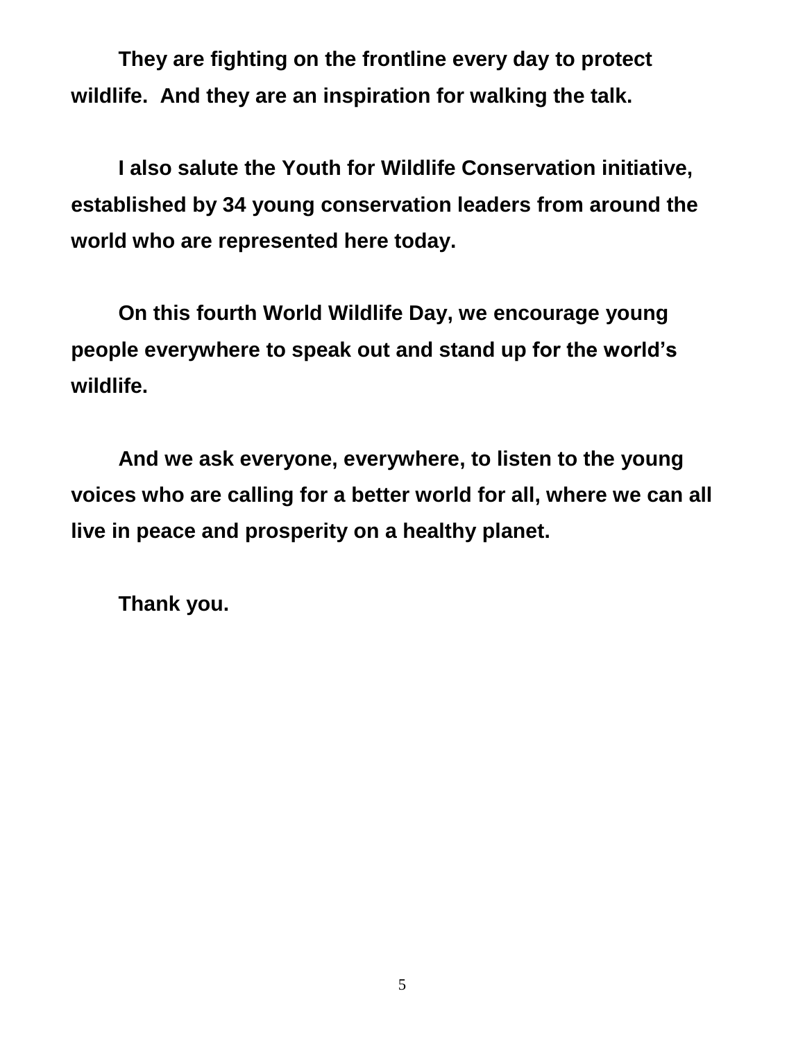**They are fighting on the frontline every day to protect wildlife. And they are an inspiration for walking the talk.**

**I also salute the Youth for Wildlife Conservation initiative, established by 34 young conservation leaders from around the world who are represented here today.**

**On this fourth World Wildlife Day, we encourage young people everywhere to speak out and stand up for the world's wildlife.**

**And we ask everyone, everywhere, to listen to the young voices who are calling for a better world for all, where we can all live in peace and prosperity on a healthy planet.**

**Thank you.**